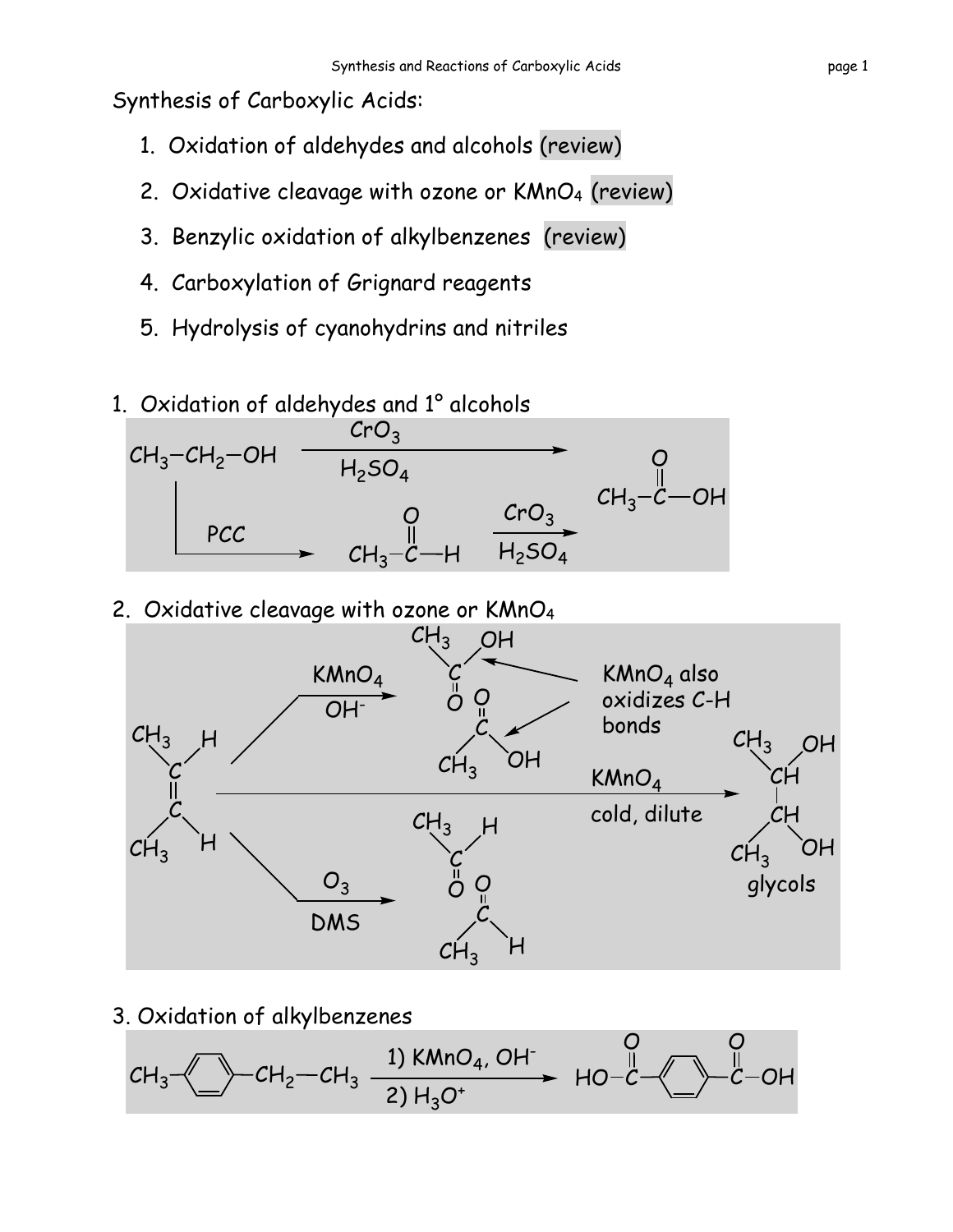# Synthesis of Carboxylic Acids:

1. Oxidation of aldehydes and alcohols (review)
2. Oxidative cleavage with ozone or $KMnO_4$ (review)
3. Benzylic oxidation of alkylbenzenes (review)
4. Carboxylation of Grignard reagents
5. Hydrolysis of cyanohydrins and nitriles

## 1. Oxidation of aldehydes and 1° alcohols

$$CH_3{-}CH_2{-}OH \xrightarrow[H_2SO_4]{CrO_3} CH_3{-}\overset{O}{\overset{\|}{C}}{-}OH$$

$$CH_3{-}CH_2{-}OH \xrightarrow{PCC} CH_3{-}\overset{O}{\overset{\|}{C}}{-}H \xrightarrow[H_2SO_4]{CrO_3} CH_3{-}\overset{O}{\overset{\|}{C}}{-}OH$$

## 2. Oxidative cleavage with ozone or $KMnO_4$

$$CH_3CH{=}CHCH_3 \xrightarrow[OH^-]{KMnO_4} 2\ CH_3{-}\overset{O}{\overset{\|}{C}}{-}OH$$

$KMnO_4$ also oxidizes C-H bonds

$$CH_3CH{=}CHCH_3 \xrightarrow[DMS]{O_3} 2\ CH_3{-}\overset{O}{\overset{\|}{C}}{-}H$$

$$CH_3CH{=}CHCH_3 \xrightarrow[\text{cold, dilute}]{KMnO_4} CH_3{-}CH(OH){-}CH(OH){-}CH_3$$

glycols

## 3. Oxidation of alkylbenzenes

$$CH_3{-}C_6H_4{-}CH_2{-}CH_3 \xrightarrow[2)\ H_3O^+]{1)\ KMnO_4,\ OH^-} HO{-}\overset{O}{\overset{\|}{C}}{-}C_6H_4{-}\overset{O}{\overset{\|}{C}}{-}OH$$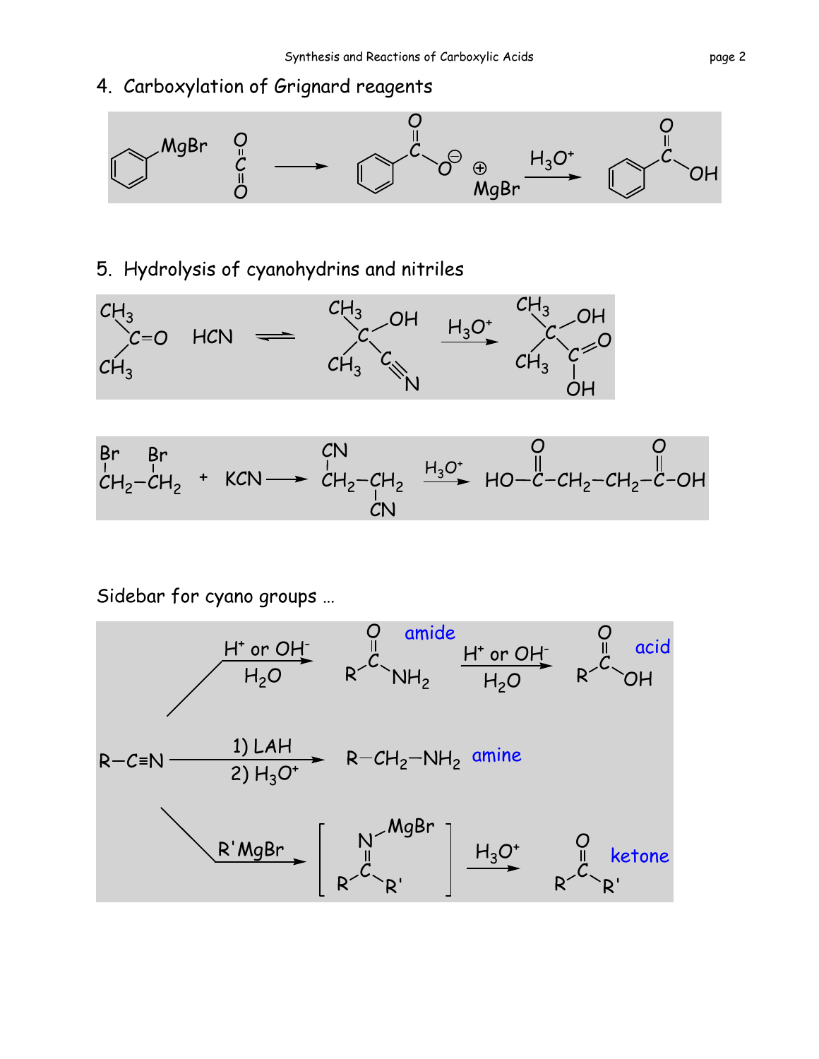## 4. Carboxylation of Grignard reagents

$$C_6H_5MgBr \;\; + \;\; O{=}C{=}O \longrightarrow C_6H_5COO^{\ominus} \; {}^{\oplus}MgBr \xrightarrow{H_3O^+} C_6H_5COOH$$

## 5. Hydrolysis of cyanohydrins and nitriles

$$(CH_3)_2C{=}O \;\; HCN \rightleftharpoons (CH_3)_2C(OH)C{\equiv}N \xrightarrow{H_3O^+} (CH_3)_2C(OH)C({=}O)OH$$

$$BrCH_2{-}CH_2Br \; + \; KCN \longrightarrow NC{-}CH_2{-}CH_2{-}CN \xrightarrow{H_3O^+} HO{-}C({=}O){-}CH_2{-}CH_2{-}C({=}O){-}OH$$

Sidebar for cyano groups …

$$R{-}C{\equiv}N \xrightarrow[H_2O]{H^+ \text{ or } OH^-} R{-}C({=}O){-}NH_2 \text{ (amide)} \xrightarrow[H_2O]{H^+ \text{ or } OH^-} R{-}C({=}O){-}OH \text{ (acid)}$$

$$R{-}C{\equiv}N \xrightarrow[2)\; H_3O^+]{1)\; LAH} R{-}CH_2{-}NH_2 \text{ (amine)}$$

$$R{-}C{\equiv}N \xrightarrow{R'MgBr} \left[ R{-}C({=}N{-}MgBr){-}R' \right] \xrightarrow{H_3O^+} R{-}C({=}O){-}R' \text{ (ketone)}$$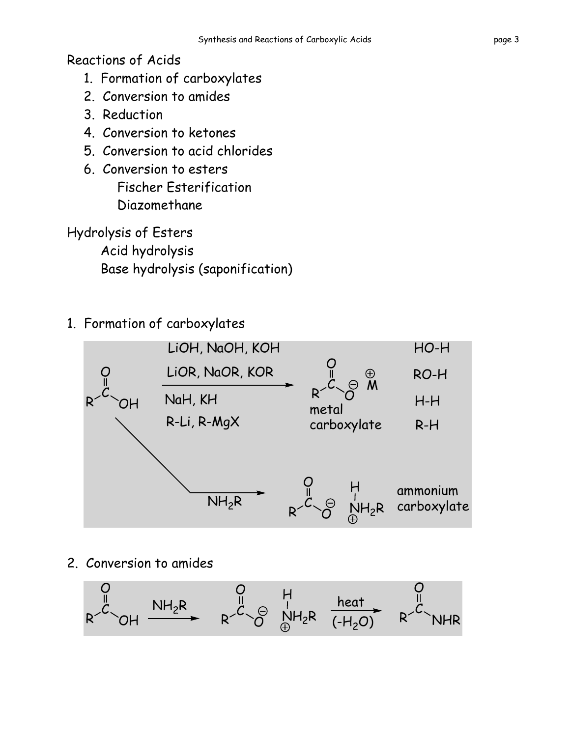Reactions of Acids

1. Formation of carboxylates
2. Conversion to amides
3. Reduction
4. Conversion to ketones
5. Conversion to acid chlorides
6. Conversion to esters
   - Fischer Esterification
   - Diazomethane

Hydrolysis of Esters

- Acid hydrolysis
- Base hydrolysis (saponification)

## 1. Formation of carboxylates

$$RCOOH \xrightarrow{\text{LiOH, NaOH, KOH}} RCOO^{\ominus}\ M^{\oplus} \quad + \text{HO-H}$$

$$RCOOH \xrightarrow{\text{LiOR, NaOR, KOR}} RCOO^{\ominus}\ M^{\oplus} \quad + \text{RO-H}$$

$$RCOOH \xrightarrow{\text{NaH, KH}} RCOO^{\ominus}\ M^{\oplus} \quad + \text{H-H}$$

$$RCOOH \xrightarrow{\text{R-Li, R-MgX}} RCOO^{\ominus}\ M^{\oplus} \quad + \text{R-H}$$

metal carboxylate

$$RCOOH \xrightarrow{NH_2R} RCOO^{\ominus}\ H\text{-}\overset{\oplus}{N}H_2R$$

ammonium carboxylate

## 2. Conversion to amides

$$RCOOH \xrightarrow{NH_2R} RCOO^{\ominus}\ H\text{-}\overset{\oplus}{N}H_2R \xrightarrow[(-H_2O)]{\text{heat}} RC(=O)NHR$$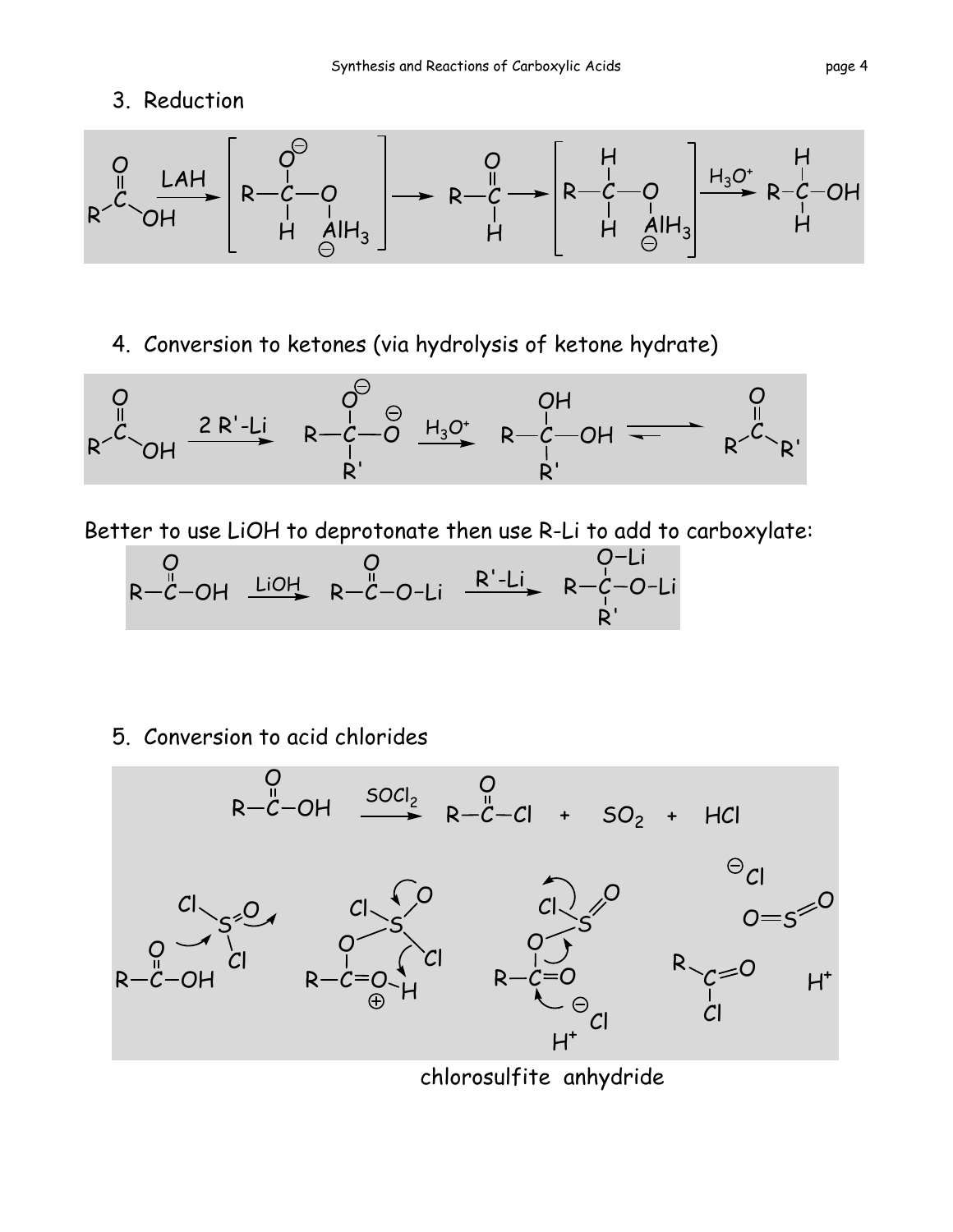3. Reduction

$$\text{RCOOH} \xrightarrow{\text{LAH}} \left[ \text{R–CH(O}^-\text{)–O–AlH}_3^- \right] \longrightarrow \text{R–CHO} \longrightarrow \left[ \text{R–CH}_2\text{–O–AlH}_3^- \right] \xrightarrow{H_3O^+} \text{R–CH}_2\text{–OH}$$

4. Conversion to ketones (via hydrolysis of ketone hydrate)

$$\text{RCOOH} \xrightarrow{2\ \text{R'-Li}} \text{R–C(O}^-\text{)(O}^-\text{)–R'} \xrightarrow{H_3O^+} \text{R–C(OH)(OH)–R'} \rightleftharpoons \text{R–CO–R'}$$

Better to use LiOH to deprotonate then use R-Li to add to carboxylate:

$$\text{R–CO–OH} \xrightarrow{\text{LiOH}} \text{R–CO–O–Li} \xrightarrow{\text{R'-Li}} \text{R–C(O–Li)(O–Li)–R'}$$

5. Conversion to acid chlorides

$$\text{R–CO–OH} \xrightarrow{SOCl_2} \text{R–CO–Cl} + SO_2 + HCl$$

chlorosulfite anhydride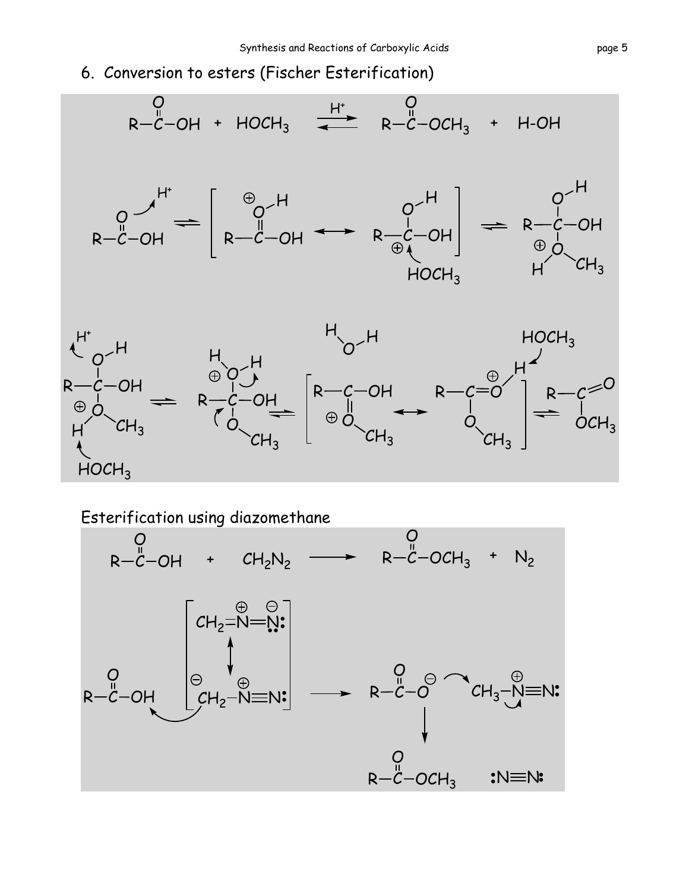## 6. Conversion to esters (Fischer Esterification)

$$R-\overset{O}{\overset{\|}{C}}-OH \;+\; HOCH_3 \;\underset{}{\overset{H^+}{\rightleftharpoons}}\; R-\overset{O}{\overset{\|}{C}}-OCH_3 \;+\; H\text{-}OH$$

## Esterification using diazomethane

$$R-\overset{O}{\overset{\|}{C}}-OH \;+\; CH_2N_2 \;\longrightarrow\; R-\overset{O}{\overset{\|}{C}}-OCH_3 \;+\; N_2$$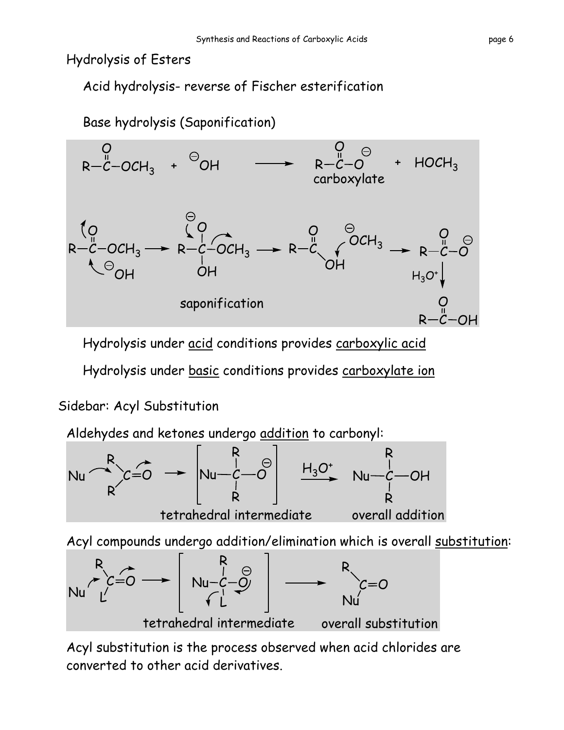## Hydrolysis of Esters

Acid hydrolysis- reverse of Fischer esterification

Base hydrolysis (Saponification)

carboxylate

saponification

Hydrolysis under acid conditions provides carboxylic acid

Hydrolysis under basic conditions provides carboxylate ion

## Sidebar: Acyl Substitution

Aldehydes and ketones undergo addition to carbonyl:

tetrahedral intermediate &nbsp;&nbsp;&nbsp; overall addition

Acyl compounds undergo addition/elimination which is overall substitution:

tetrahedral intermediate &nbsp;&nbsp;&nbsp; overall substitution

Acyl substitution is the process observed when acid chlorides are converted to other acid derivatives.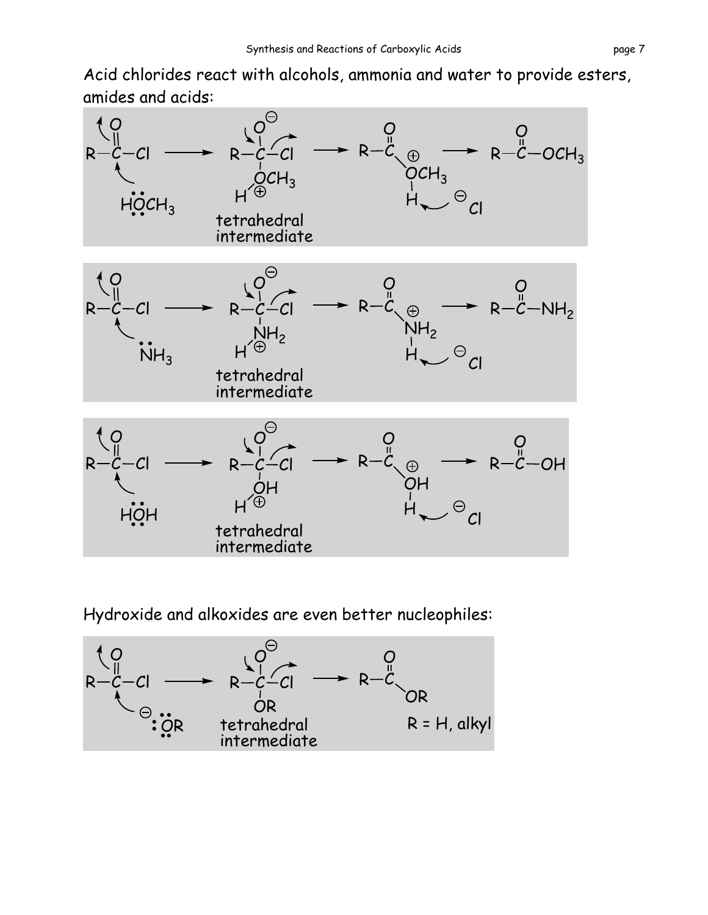Acid chlorides react with alcohols, ammonia and water to provide esters, amides and acids:

tetrahedral intermediate

tetrahedral intermediate

tetrahedral intermediate

Hydroxide and alkoxides are even better nucleophiles:

tetrahedral intermediate

R = H, alkyl